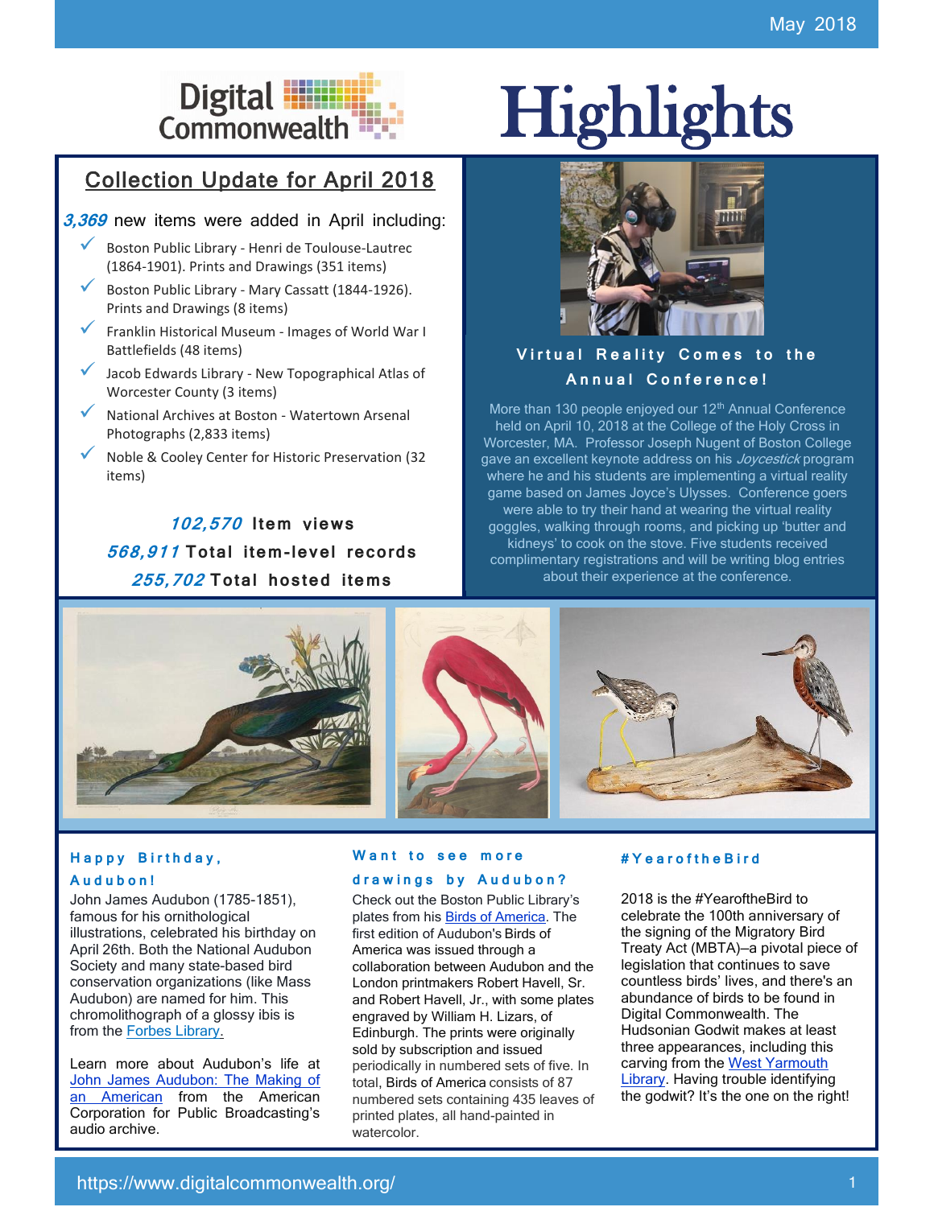May 2018

# Digital Commonwealth Highlights

## Collection Update for April 2018

**3,369** new items were added in April including:

- Boston Public Library - Henri de Toulouse-Lautrec (1864-1901). Prints and Drawings (351 items)
- Boston Public Library - Mary Cassatt (1844-1926). Prints and Drawings (8 items)
- Franklin Historical Museum - Images of World War I Battlefields (48 items)
- Jacob Edwards Library - New Topographical Atlas of Worcester County (3 items)
- National Archives at Boston - Watertown Arsenal Photographs (2,833 items)
- Noble & Cooley Center for Historic Preservation (32 items)

**102,570** Item views

**568,911** Total item-level records

**255,702** Total hosted items

## Virtual Reality Comes to the Annual Conference!

More than 130 people enjoyed our 12th Annual Conference held on April 10, 2018 at the College of the Holy Cross in Worcester, MA. Professor Joseph Nugent of Boston College gave an excellent keynote address on his *Joycestick* program where he and his students are implementing a virtual reality game based on James Joyce's Ulysses. Conference goers were able to try their hand at wearing the virtual reality goggles, walking through rooms, and picking up 'butter and kidneys' to cook on the stove. Five students received complimentary registrations and will be writing blog entries about their experience at the conference.

### Happy Birthday, Audubon!

John James Audubon (1785-1851), famous for his ornithological illustrations, celebrated his birthday on April 26th. Both the National Audubon Society and many state-based bird conservation organizations (like Mass Audubon) are named for him. This chromolithograph of a glossy ibis is from the Forbes Library.

Learn more about Audubon's life at John James Audubon: The Making of an American from the American Corporation for Public Broadcasting's audio archive.

### Want to see more drawings by Audubon?

Check out the Boston Public Library's plates from his Birds of America. The first edition of Audubon's Birds of America was issued through a collaboration between Audubon and the London printmakers Robert Havell, Sr. and Robert Havell, Jr., with some plates engraved by William H. Lizars, of Edinburgh. The prints were originally sold by subscription and issued periodically in numbered sets of five. In total, Birds of America consists of 87 numbered sets containing 435 leaves of printed plates, all hand-painted in watercolor.

### #YearoftheBird

2018 is the #YearoftheBird to celebrate the 100th anniversary of the signing of the Migratory Bird Treaty Act (MBTA)–a pivotal piece of legislation that continues to save countless birds' lives, and there's an abundance of birds to be found in Digital Commonwealth. The Hudsonian Godwit makes at least three appearances, including this carving from the West Yarmouth Library. Having trouble identifying the godwit? It's the one on the right!

https://www.digitalcommonwealth.org/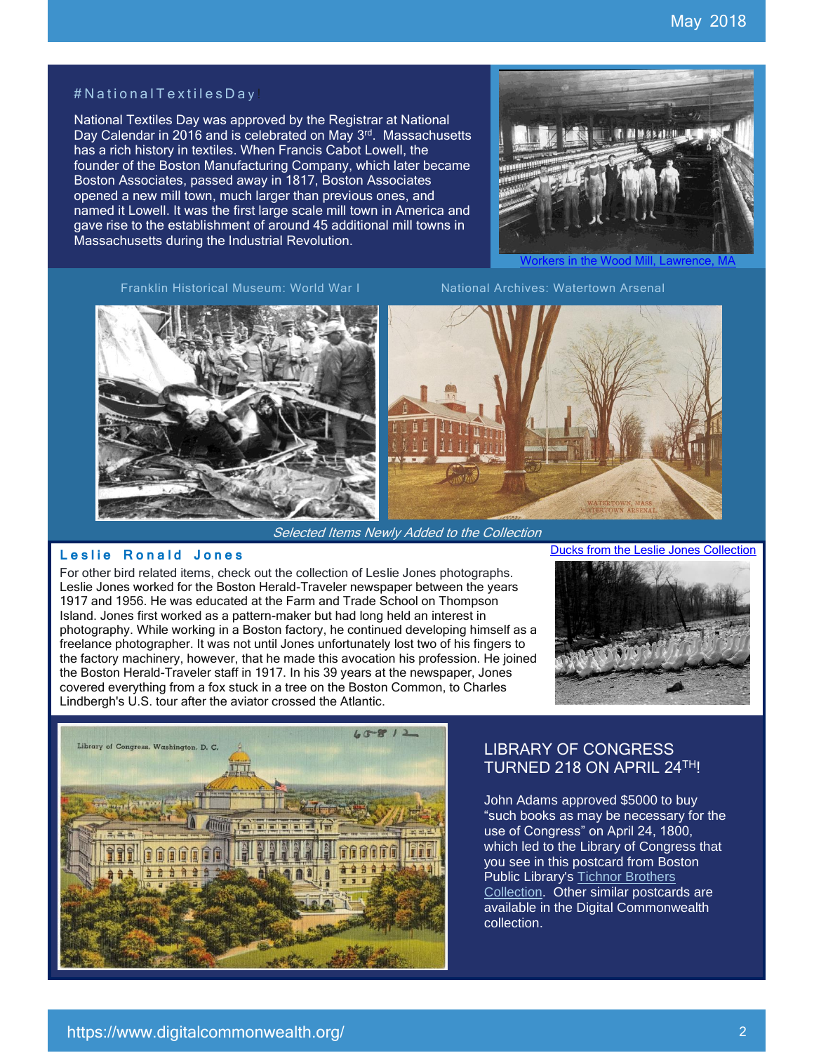## #NationalTextilesDay!

National Textiles Day was approved by the Registrar at National Day Calendar in 2016 and is celebrated on May 3rd. Massachusetts has a rich history in textiles. When Francis Cabot Lowell, the founder of the Boston Manufacturing Company, which later became Boston Associates, passed away in 1817, Boston Associates opened a new mill town, much larger than previous ones, and named it Lowell. It was the first large scale mill town in America and gave rise to the establishment of around 45 additional mill towns in Massachusetts during the Industrial Revolution.

Workers in the Wood Mill, Lawrence, MA

Franklin Historical Museum: World War I

National Archives: Watertown Arsenal

*Selected Items Newly Added to the Collection*

## Leslie Ronald Jones

For other bird related items, check out the collection of Leslie Jones photographs. Leslie Jones worked for the Boston Herald-Traveler newspaper between the years 1917 and 1956. He was educated at the Farm and Trade School on Thompson Island. Jones first worked as a pattern-maker but had long held an interest in photography. While working in a Boston factory, he continued developing himself as a freelance photographer. It was not until Jones unfortunately lost two of his fingers to the factory machinery, however, that he made this avocation his profession. He joined the Boston Herald-Traveler staff in 1917. In his 39 years at the newspaper, Jones covered everything from a fox stuck in a tree on the Boston Common, to Charles Lindbergh's U.S. tour after the aviator crossed the Atlantic.

Ducks from the Leslie Jones Collection

## LIBRARY OF CONGRESS TURNED 218 ON APRIL 24TH!

John Adams approved $5000 to buy "such books as may be necessary for the use of Congress" on April 24, 1800, which led to the Library of Congress that you see in this postcard from Boston Public Library's Tichnor Brothers Collection. Other similar postcards are available in the Digital Commonwealth collection.